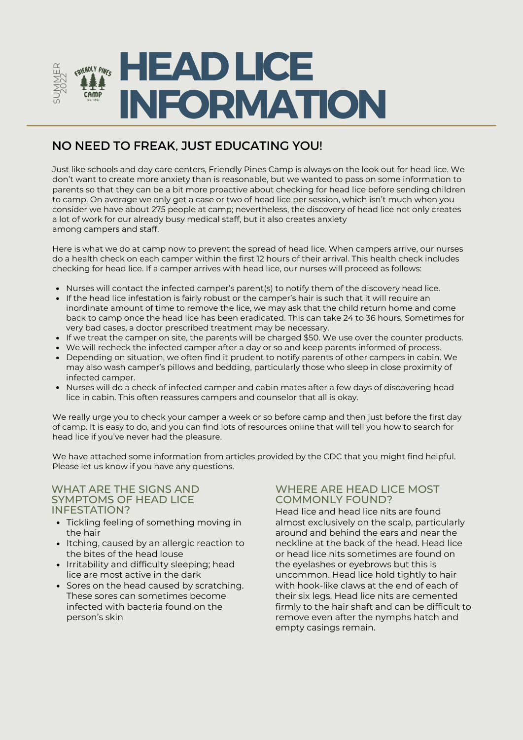SUMMER 2022

# HEAD LICE INFORMATION

## NO NEED TO FREAK, JUST EDUCATING YOU!

Just like schools and day care centers, Friendly Pines Camp is always on the look out for head lice. We don't want to create more anxiety than is reasonable, but we wanted to pass on some information to parents so that they can be a bit more proactive about checking for head lice before sending children to camp. On average we only get a case or two of head lice per session, which isn't much when you consider we have about 275 people at camp; nevertheless, the discovery of head lice not only creates a lot of work for our already busy medical staff, but it also creates anxiety among campers and staff.

Here is what we do at camp now to prevent the spread of head lice. When campers arrive, our nurses do a health check on each camper within the first 12 hours of their arrival. This health check includes checking for head lice. If a camper arrives with head lice, our nurses will proceed as follows:

- Nurses will contact the infected camper's parent(s) to notify them of the discovery head lice.
- If the head lice infestation is fairly robust or the camper's hair is such that it will require an inordinate amount of time to remove the lice, we may ask that the child return home and come back to camp once the head lice has been eradicated. This can take 24 to 36 hours. Sometimes for very bad cases, a doctor prescribed treatment may be necessary.
- If we treat the camper on site, the parents will be charged $50. We use over the counter products.
- We will recheck the infected camper after a day or so and keep parents informed of process.
- Depending on situation, we often find it prudent to notify parents of other campers in cabin. We may also wash camper's pillows and bedding, particularly those who sleep in close proximity of infected camper.
- Nurses will do a check of infected camper and cabin mates after a few days of discovering head lice in cabin. This often reassures campers and counselor that all is okay.

We really urge you to check your camper a week or so before camp and then just before the first day of camp. It is easy to do, and you can find lots of resources online that will tell you how to search for head lice if you've never had the pleasure.

We have attached some information from articles provided by the CDC that you might find helpful. Please let us know if you have any questions.

### WHAT ARE THE SIGNS AND SYMPTOMS OF HEAD LICE INFESTATION?

- Tickling feeling of something moving in the hair
- Itching, caused by an allergic reaction to the bites of the head louse
- Irritability and difficulty sleeping; head lice are most active in the dark
- Sores on the head caused by scratching. These sores can sometimes become infected with bacteria found on the person's skin

### WHERE ARE HEAD LICE MOST COMMONLY FOUND?

Head lice and head lice nits are found almost exclusively on the scalp, particularly around and behind the ears and near the neckline at the back of the head. Head lice or head lice nits sometimes are found on the eyelashes or eyebrows but this is uncommon. Head lice hold tightly to hair with hook-like claws at the end of each of their six legs. Head lice nits are cemented firmly to the hair shaft and can be difficult to remove even after the nymphs hatch and empty casings remain.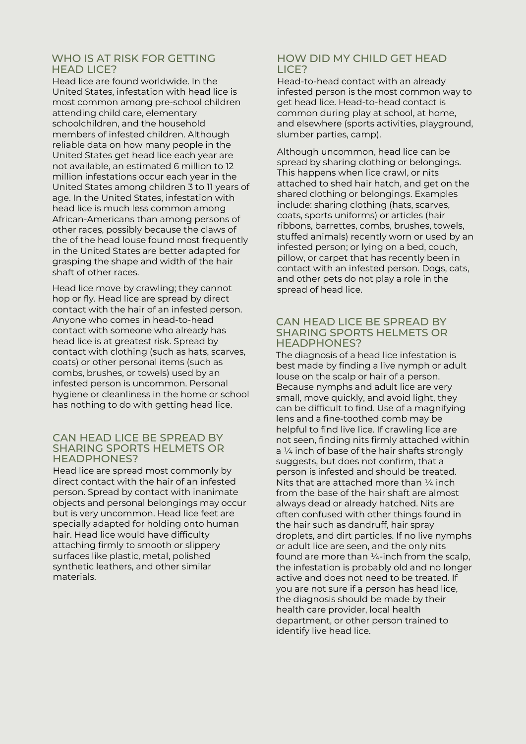## WHO IS AT RISK FOR GETTING HEAD LICE?

Head lice are found worldwide. In the United States, infestation with head lice is most common among pre-school children attending child care, elementary schoolchildren, and the household members of infested children. Although reliable data on how many people in the United States get head lice each year are not available, an estimated 6 million to 12 million infestations occur each year in the United States among children 3 to 11 years of age. In the United States, infestation with head lice is much less common among African-Americans than among persons of other races, possibly because the claws of the of the head louse found most frequently in the United States are better adapted for grasping the shape and width of the hair shaft of other races.

Head lice move by crawling; they cannot hop or fly. Head lice are spread by direct contact with the hair of an infested person. Anyone who comes in head-to-head contact with someone who already has head lice is at greatest risk. Spread by contact with clothing (such as hats, scarves, coats) or other personal items (such as combs, brushes, or towels) used by an infested person is uncommon. Personal hygiene or cleanliness in the home or school has nothing to do with getting head lice.

## CAN HEAD LICE BE SPREAD BY SHARING SPORTS HELMETS OR HEADPHONES?

Head lice are spread most commonly by direct contact with the hair of an infested person. Spread by contact with inanimate objects and personal belongings may occur but is very uncommon. Head lice feet are specially adapted for holding onto human hair. Head lice would have difficulty attaching firmly to smooth or slippery surfaces like plastic, metal, polished synthetic leathers, and other similar materials.

## HOW DID MY CHILD GET HEAD LICE?

Head-to-head contact with an already infested person is the most common way to get head lice. Head-to-head contact is common during play at school, at home, and elsewhere (sports activities, playground, slumber parties, camp).

Although uncommon, head lice can be spread by sharing clothing or belongings. This happens when lice crawl, or nits attached to shed hair hatch, and get on the shared clothing or belongings. Examples include: sharing clothing (hats, scarves, coats, sports uniforms) or articles (hair ribbons, barrettes, combs, brushes, towels, stuffed animals) recently worn or used by an infested person; or lying on a bed, couch, pillow, or carpet that has recently been in contact with an infested person. Dogs, cats, and other pets do not play a role in the spread of head lice.

## CAN HEAD LICE BE SPREAD BY SHARING SPORTS HELMETS OR HEADPHONES?

The diagnosis of a head lice infestation is best made by finding a live nymph or adult louse on the scalp or hair of a person. Because nymphs and adult lice are very small, move quickly, and avoid light, they can be difficult to find. Use of a magnifying lens and a fine-toothed comb may be helpful to find live lice. If crawling lice are not seen, finding nits firmly attached within a ¼ inch of base of the hair shafts strongly suggests, but does not confirm, that a person is infested and should be treated. Nits that are attached more than ¼ inch from the base of the hair shaft are almost always dead or already hatched. Nits are often confused with other things found in the hair such as dandruff, hair spray droplets, and dirt particles. If no live nymphs or adult lice are seen, and the only nits found are more than ¼-inch from the scalp, the infestation is probably old and no longer active and does not need to be treated. If you are not sure if a person has head lice, the diagnosis should be made by their health care provider, local health department, or other person trained to identify live head lice.